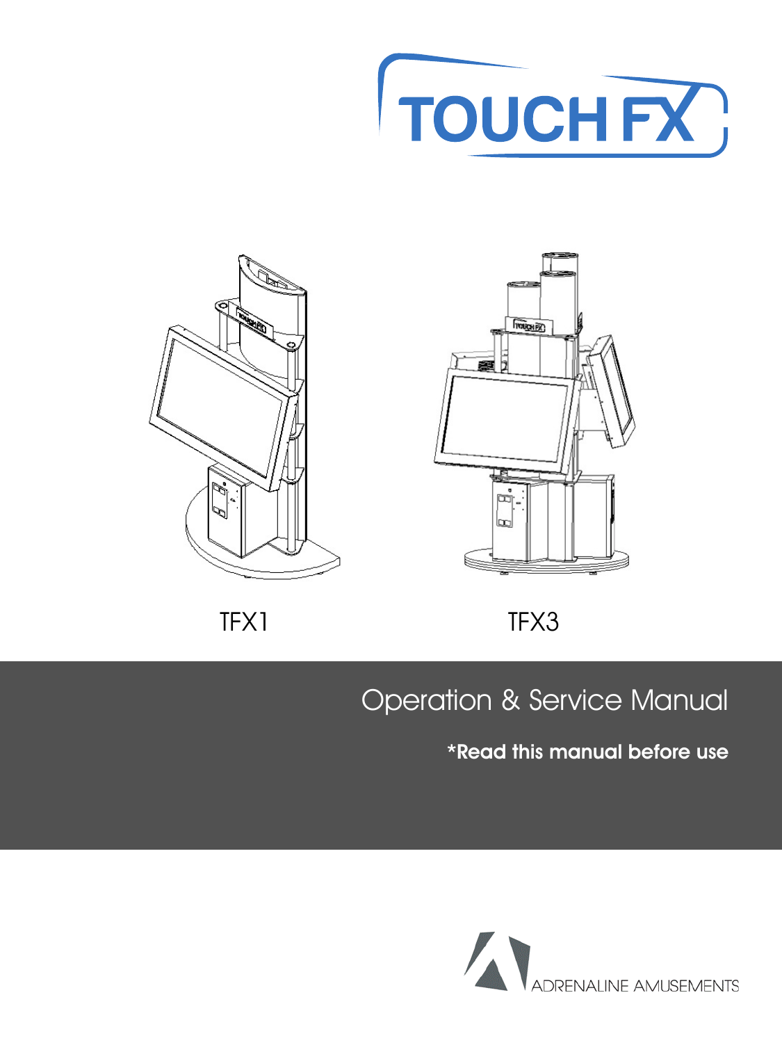# TOUCH FX

TFX1

TFX3

## Operation & Service Manual

**\*Read this manual before use**

ADRENALINE AMUSEMENTS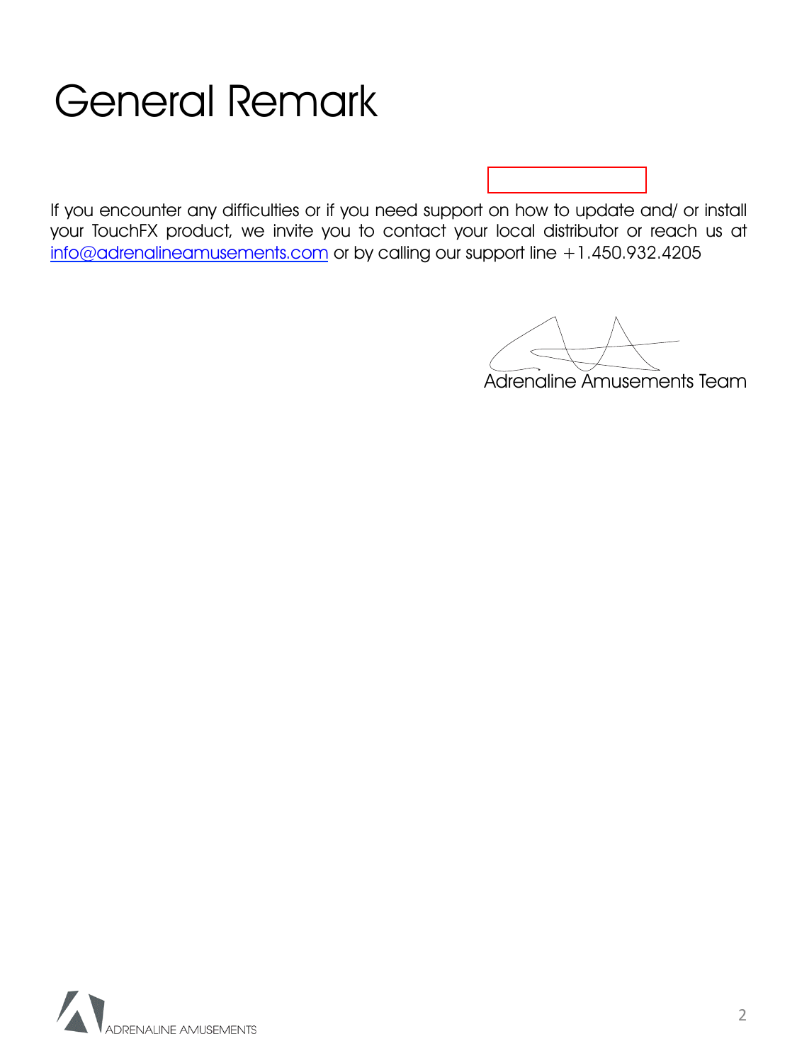# General Remark

If you encounter any difficulties or if you need support on how to update and/ or install your TouchFX product, we invite you to contact your local distributor or reach us at info@adrenalineamusements.com or by calling our support line +1.450.932.4205

Adrenaline Amusements Team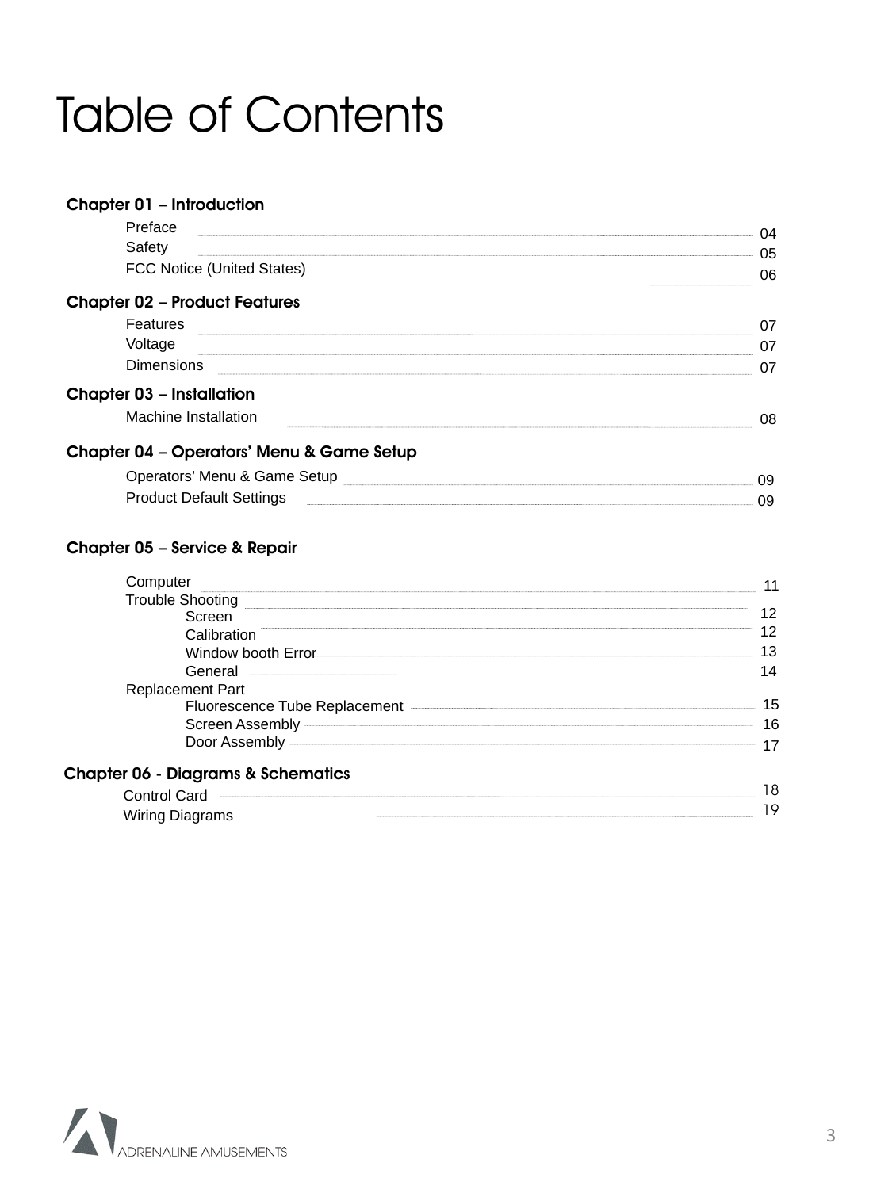# Table of Contents

**Chapter 01 – Introduction**

- Preface ........ 04
- Safety ........ 05
- FCC Notice (United States) ........ 06

**Chapter 02 – Product Features**

- Features ........ 07
- Voltage ........ 07
- Dimensions ........ 07

**Chapter 03 – Installation**

- Machine Installation ........ 08

**Chapter 04 – Operators' Menu & Game Setup**

- Operators' Menu & Game Setup ........ 09
- Product Default Settings ........ 09

**Chapter 05 – Service & Repair**

- Computer ........ 11
- Trouble Shooting
  - Screen ........ 12
  - Calibration ........ 12
  - Window booth Error ........ 13
  - General ........ 14
- Replacement Part
  - Fluorescence Tube Replacement ........ 15
  - Screen Assembly ........ 16
  - Door Assembly ........ 17

**Chapter 06 - Diagrams & Schematics**

- Control Card ........ 18
- Wiring Diagrams ........ 19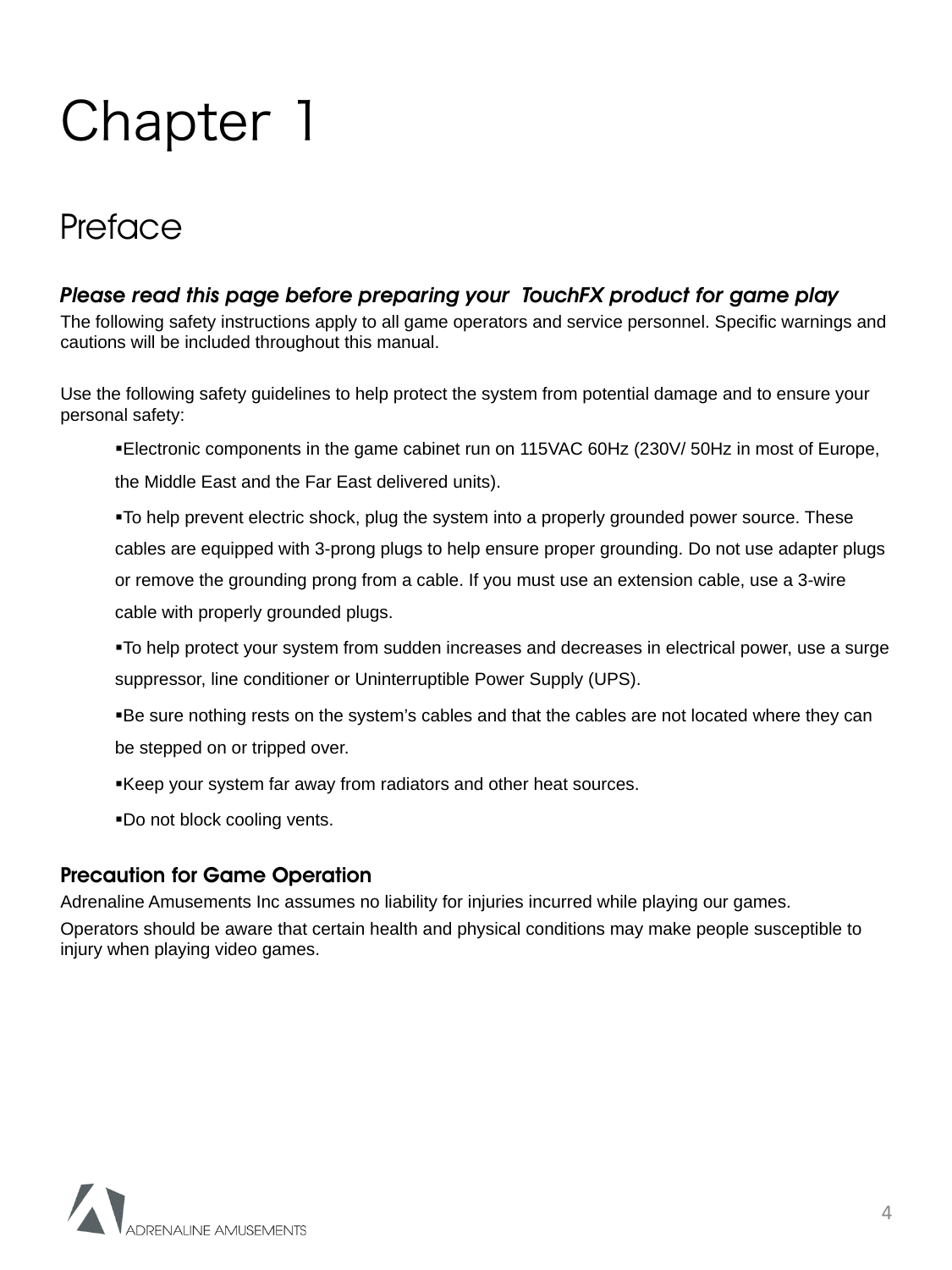# Chapter 1

## Preface

***Please read this page before preparing your TouchFX product for game play***

The following safety instructions apply to all game operators and service personnel. Specific warnings and cautions will be included throughout this manual.

Use the following safety guidelines to help protect the system from potential damage and to ensure your personal safety:

- Electronic components in the game cabinet run on 115VAC 60Hz (230V/ 50Hz in most of Europe, the Middle East and the Far East delivered units).
- To help prevent electric shock, plug the system into a properly grounded power source. These cables are equipped with 3-prong plugs to help ensure proper grounding. Do not use adapter plugs or remove the grounding prong from a cable. If you must use an extension cable, use a 3-wire cable with properly grounded plugs.
- To help protect your system from sudden increases and decreases in electrical power, use a surge suppressor, line conditioner or Uninterruptible Power Supply (UPS).
- Be sure nothing rests on the system's cables and that the cables are not located where they can be stepped on or tripped over.
- Keep your system far away from radiators and other heat sources.
- Do not block cooling vents.

### Precaution for Game Operation

Adrenaline Amusements Inc assumes no liability for injuries incurred while playing our games.

Operators should be aware that certain health and physical conditions may make people susceptible to injury when playing video games.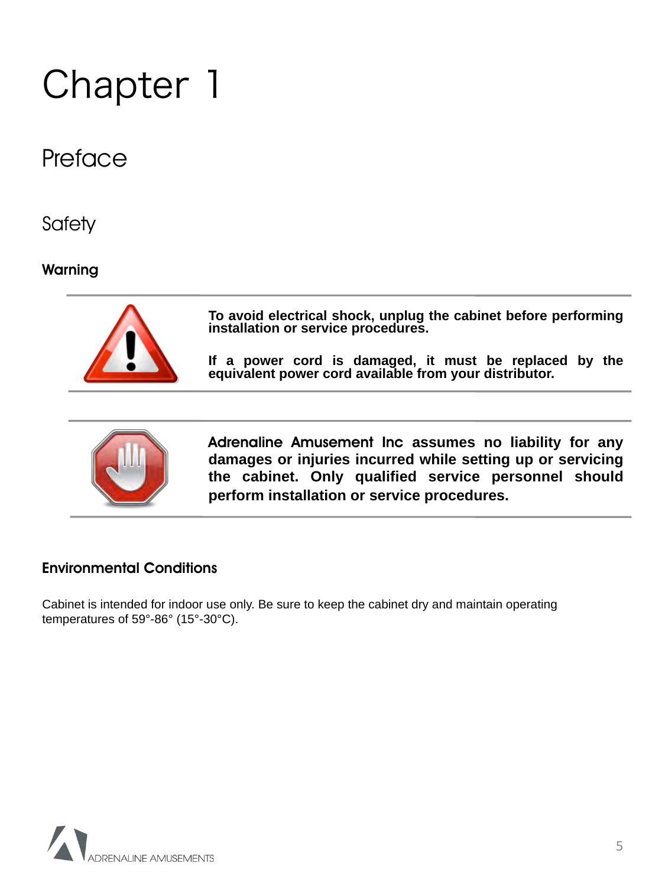# Chapter 1

## Preface

### Safety

#### Warning

**To avoid electrical shock, unplug the cabinet before performing installation or service procedures.**

**If a power cord is damaged, it must be replaced by the equivalent power cord available from your distributor.**

**Adrenaline Amusement Inc assumes no liability for any damages or injuries incurred while setting up or servicing the cabinet. Only qualified service personnel should perform installation or service procedures.**

#### Environmental Conditions

Cabinet is intended for indoor use only. Be sure to keep the cabinet dry and maintain operating temperatures of 59°-86° (15°-30°C).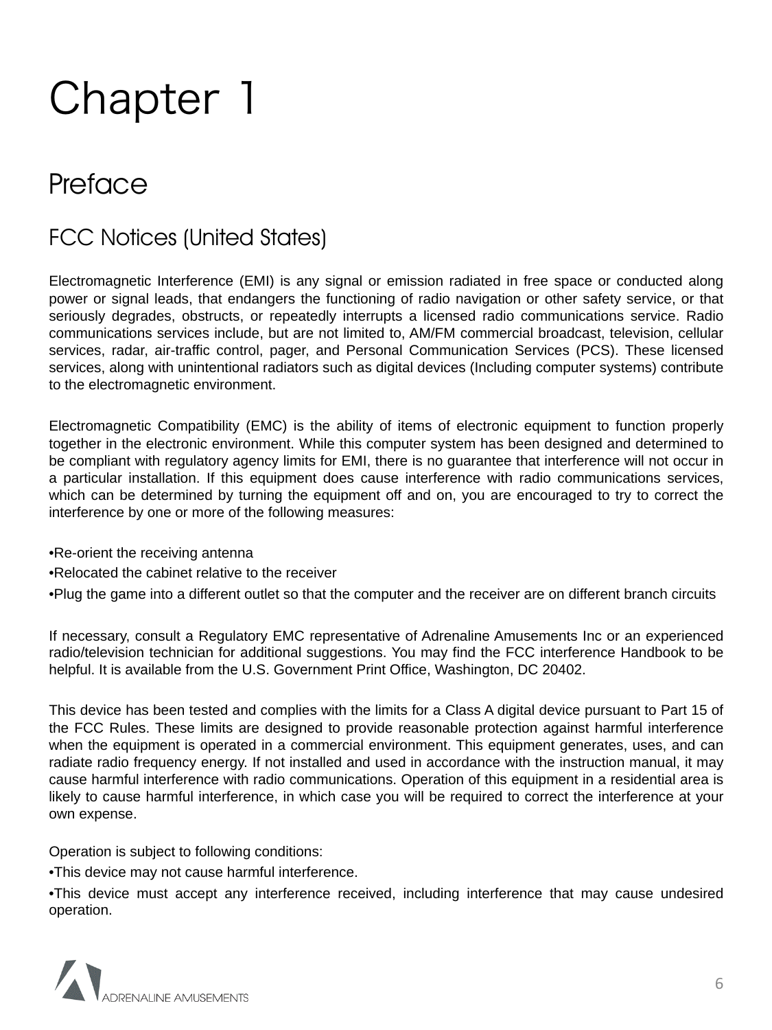# Chapter 1

## Preface

### FCC Notices (United States)

Electromagnetic Interference (EMI) is any signal or emission radiated in free space or conducted along power or signal leads, that endangers the functioning of radio navigation or other safety service, or that seriously degrades, obstructs, or repeatedly interrupts a licensed radio communications service. Radio communications services include, but are not limited to, AM/FM commercial broadcast, television, cellular services, radar, air-traffic control, pager, and Personal Communication Services (PCS). These licensed services, along with unintentional radiators such as digital devices (Including computer systems) contribute to the electromagnetic environment.

Electromagnetic Compatibility (EMC) is the ability of items of electronic equipment to function properly together in the electronic environment. While this computer system has been designed and determined to be compliant with regulatory agency limits for EMI, there is no guarantee that interference will not occur in a particular installation. If this equipment does cause interference with radio communications services, which can be determined by turning the equipment off and on, you are encouraged to try to correct the interference by one or more of the following measures:

•Re-orient the receiving antenna

•Relocated the cabinet relative to the receiver

•Plug the game into a different outlet so that the computer and the receiver are on different branch circuits

If necessary, consult a Regulatory EMC representative of Adrenaline Amusements Inc or an experienced radio/television technician for additional suggestions. You may find the FCC interference Handbook to be helpful. It is available from the U.S. Government Print Office, Washington, DC 20402.

This device has been tested and complies with the limits for a Class A digital device pursuant to Part 15 of the FCC Rules. These limits are designed to provide reasonable protection against harmful interference when the equipment is operated in a commercial environment. This equipment generates, uses, and can radiate radio frequency energy. If not installed and used in accordance with the instruction manual, it may cause harmful interference with radio communications. Operation of this equipment in a residential area is likely to cause harmful interference, in which case you will be required to correct the interference at your own expense.

Operation is subject to following conditions:

•This device may not cause harmful interference.

•This device must accept any interference received, including interference that may cause undesired operation.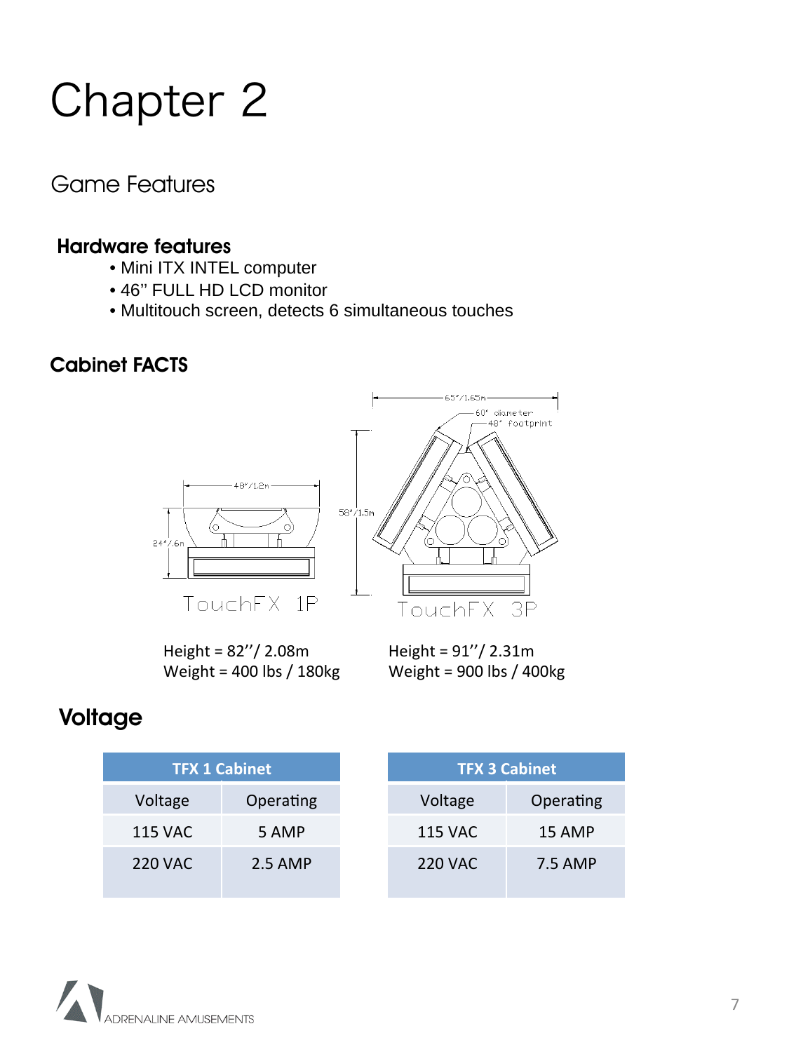# Chapter 2

## Game Features

### Hardware features

- Mini ITX INTEL computer
- 46'' FULL HD LCD monitor
- Multitouch screen, detects 6 simultaneous touches

### Cabinet FACTS

TouchFX 1P

Height = 82''/ 2.08m
Weight = 400 lbs / 180kg

TouchFX 3P

Height = 91''/ 2.31m
Weight = 900 lbs / 400kg

### Voltage

| TFX 1 Cabinet | |
|---|---|
| Voltage | Operating |
| 115 VAC | 5 AMP |
| 220 VAC | 2.5 AMP |

| TFX 3 Cabinet | |
|---|---|
| Voltage | Operating |
| 115 VAC | 15 AMP |
| 220 VAC | 7.5 AMP |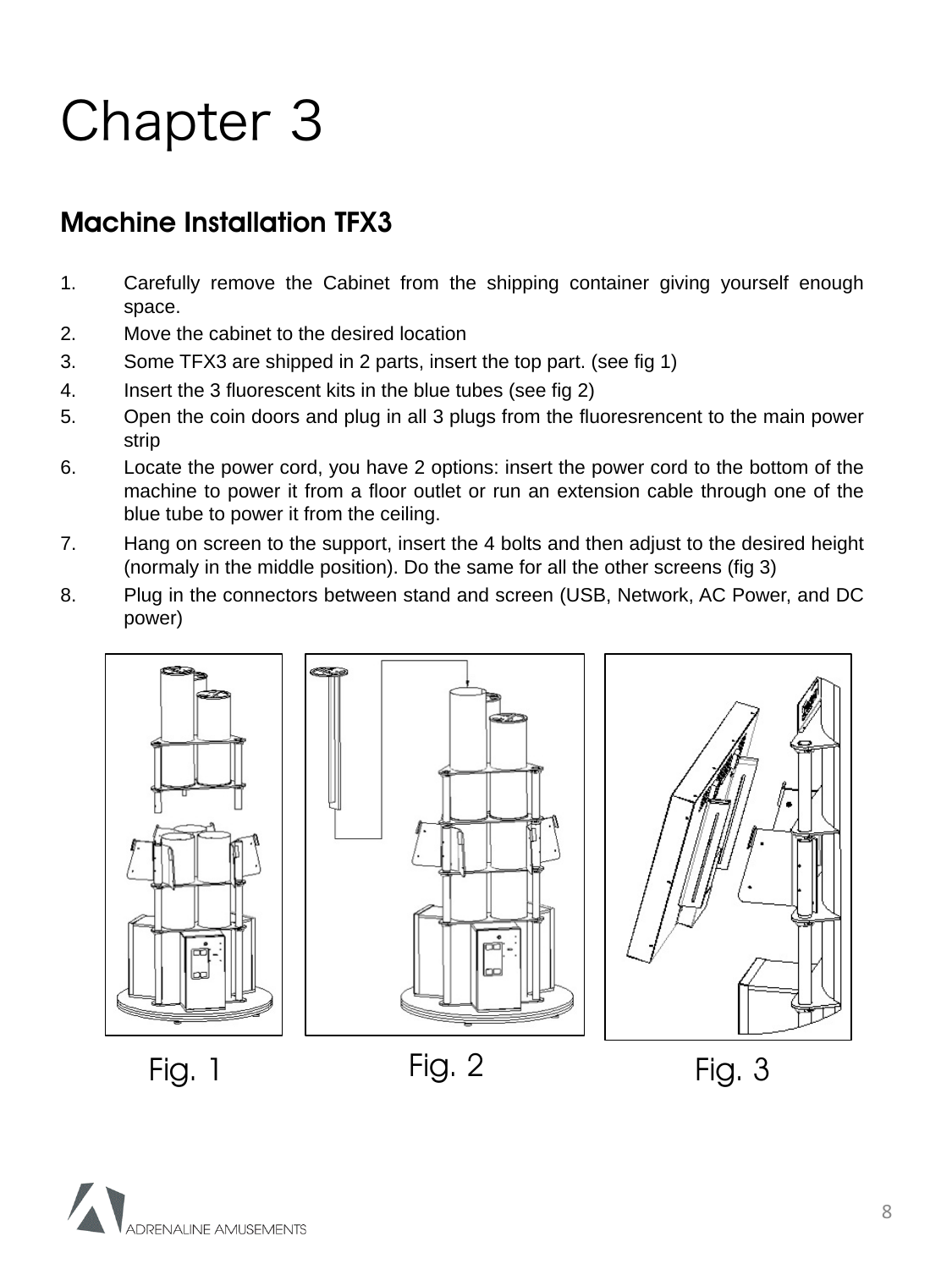# Chapter 3

## Machine Installation TFX3

1. Carefully remove the Cabinet from the shipping container giving yourself enough space.
2. Move the cabinet to the desired location
3. Some TFX3 are shipped in 2 parts, insert the top part. (see fig 1)
4. Insert the 3 fluorescent kits in the blue tubes (see fig 2)
5. Open the coin doors and plug in all 3 plugs from the fluoresrencent to the main power strip
6. Locate the power cord, you have 2 options: insert the power cord to the bottom of the machine to power it from a floor outlet or run an extension cable through one of the blue tube to power it from the ceiling.
7. Hang on screen to the support, insert the 4 bolts and then adjust to the desired height (normaly in the middle position). Do the same for all the other screens (fig 3)
8. Plug in the connectors between stand and screen (USB, Network, AC Power, and DC power)

Fig. 1

Fig. 2

Fig. 3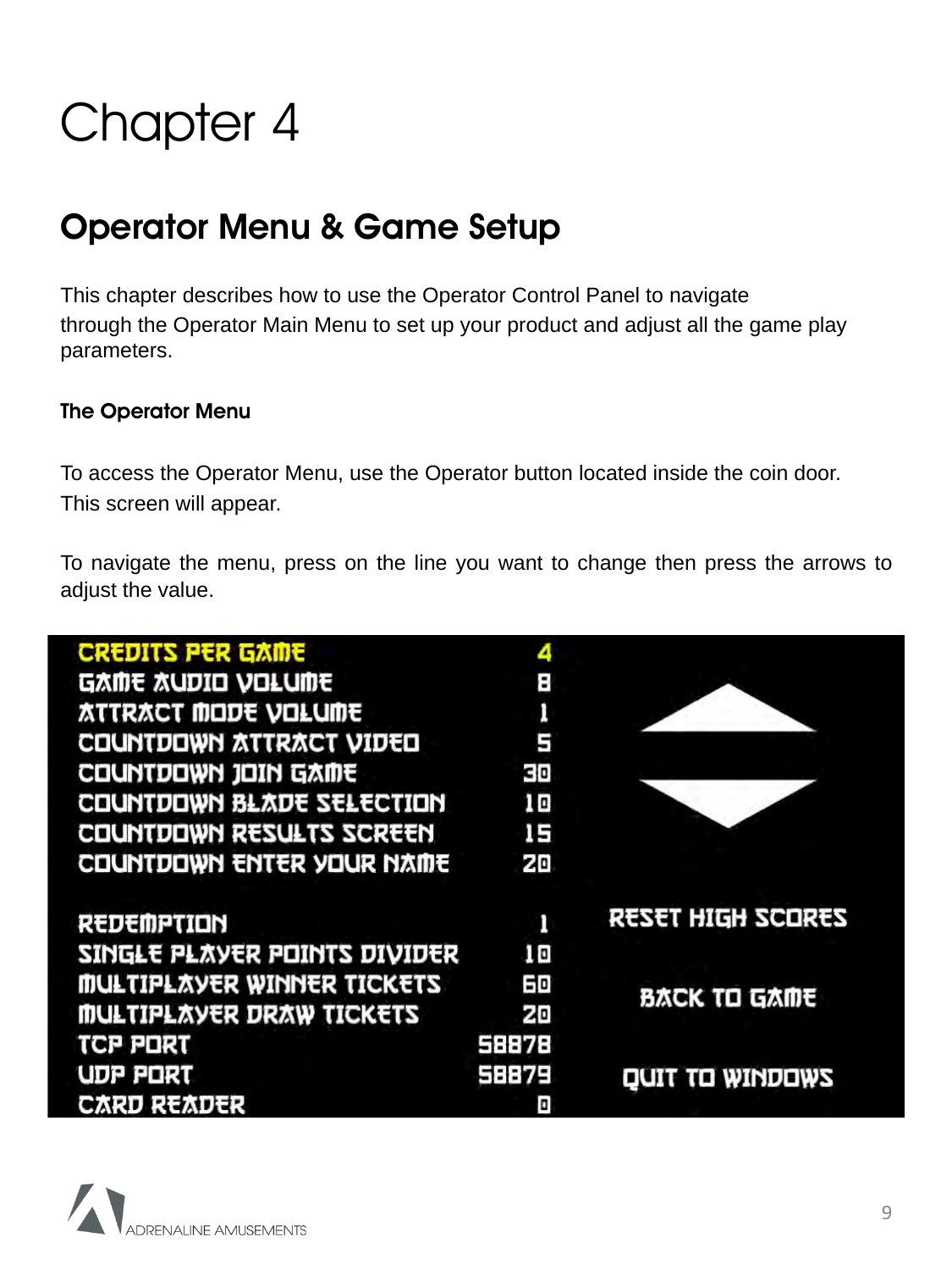# Chapter 4

## Operator Menu & Game Setup

This chapter describes how to use the Operator Control Panel to navigate through the Operator Main Menu to set up your product and adjust all the game play parameters.

### The Operator Menu

To access the Operator Menu, use the Operator button located inside the coin door. This screen will appear.

To navigate the menu, press on the line you want to change then press the arrows to adjust the value.

| Setting | Value |
| --- | --- |
| CREDITS PER GAME | 4 |
| GAME AUDIO VOLUME | 8 |
| ATTRACT MODE VOLUME | 1 |
| COUNTDOWN ATTRACT VIDEO | 5 |
| COUNTDOWN JOIN GAME | 30 |
| COUNTDOWN BLADE SELECTION | 10 |
| COUNTDOWN RESULTS SCREEN | 15 |
| COUNTDOWN ENTER YOUR NAME | 20 |
| REDEMPTION | 1 |
| SINGLE PLAYER POINTS DIVIDER | 10 |
| MULTIPLAYER WINNER TICKETS | 60 |
| MULTIPLAYER DRAW TICKETS | 20 |
| TCP PORT | 58878 |
| UDP PORT | 58879 |
| CARD READER | 0 |

RESET HIGH SCORES

BACK TO GAME

QUIT TO WINDOWS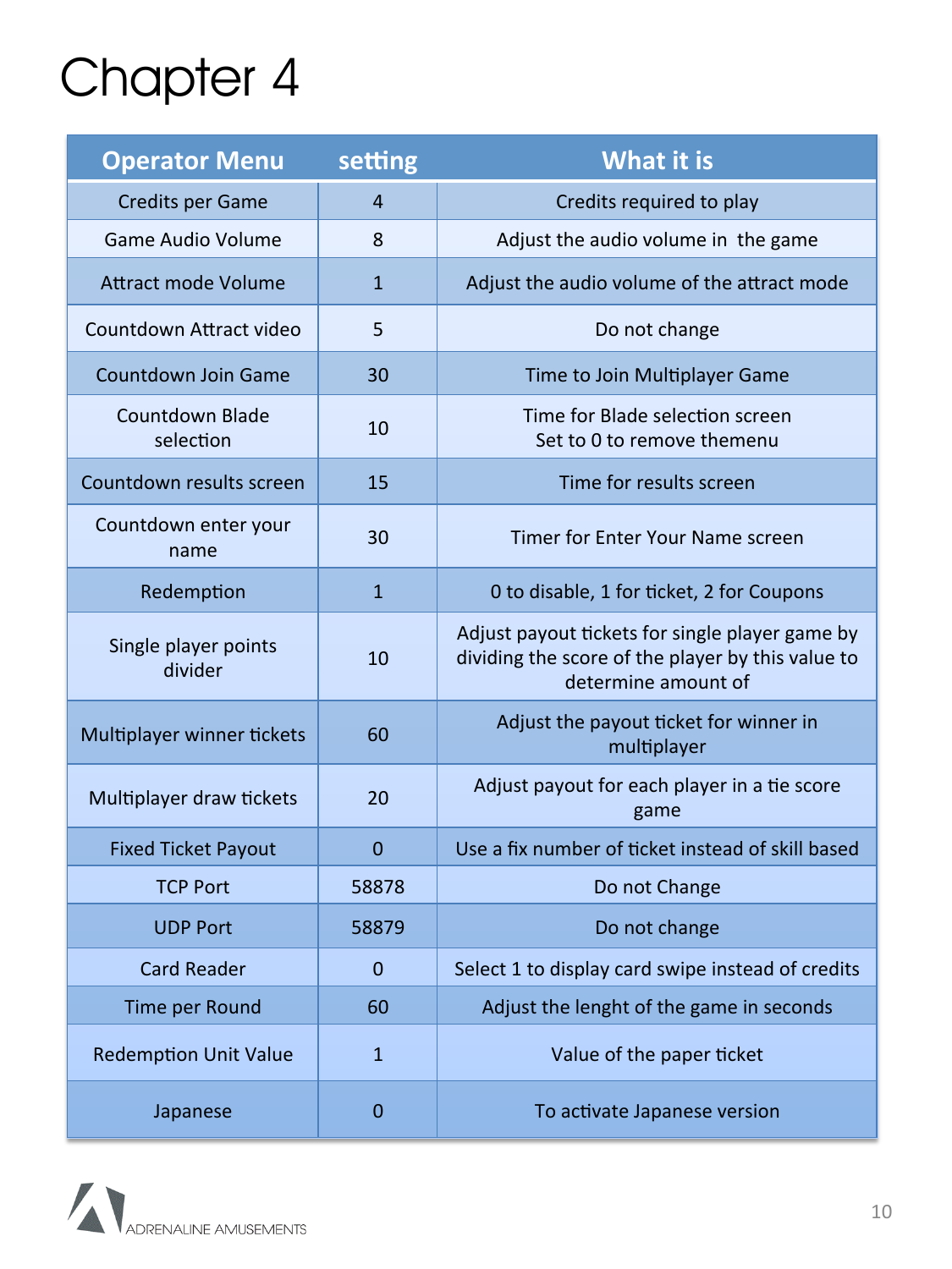# Chapter 4

| Operator Menu | setting | What it is |
|---|---|---|
| Credits per Game | 4 | Credits required to play |
| Game Audio Volume | 8 | Adjust the audio volume in the game |
| Attract mode Volume | 1 | Adjust the audio volume of the attract mode |
| Countdown Attract video | 5 | Do not change |
| Countdown Join Game | 30 | Time to Join Multiplayer Game |
| Countdown Blade selection | 10 | Time for Blade selection screen Set to 0 to remove themenu |
| Countdown results screen | 15 | Time for results screen |
| Countdown enter your name | 30 | Timer for Enter Your Name screen |
| Redemption | 1 | 0 to disable, 1 for ticket, 2 for Coupons |
| Single player points divider | 10 | Adjust payout tickets for single player game by dividing the score of the player by this value to determine amount of |
| Multiplayer winner tickets | 60 | Adjust the payout ticket for winner in multiplayer |
| Multiplayer draw tickets | 20 | Adjust payout for each player in a tie score game |
| Fixed Ticket Payout | 0 | Use a fix number of ticket instead of skill based |
| TCP Port | 58878 | Do not Change |
| UDP Port | 58879 | Do not change |
| Card Reader | 0 | Select 1 to display card swipe instead of credits |
| Time per Round | 60 | Adjust the lenght of the game in seconds |
| Redemption Unit Value | 1 | Value of the paper ticket |
| Japanese | 0 | To activate Japanese version |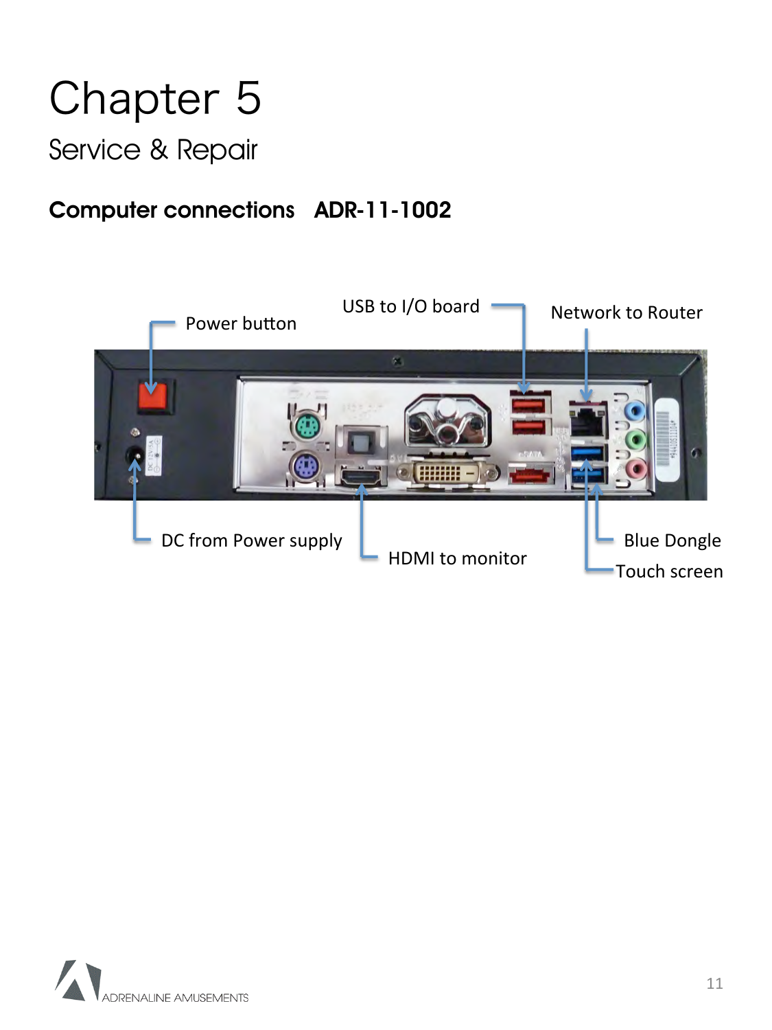# Chapter 5

## Service & Repair

### Computer connections ADR-11-1002

Power button

USB to I/O board

Network to Router

DC from Power supply

HDMI to monitor

Blue Dongle

Touch screen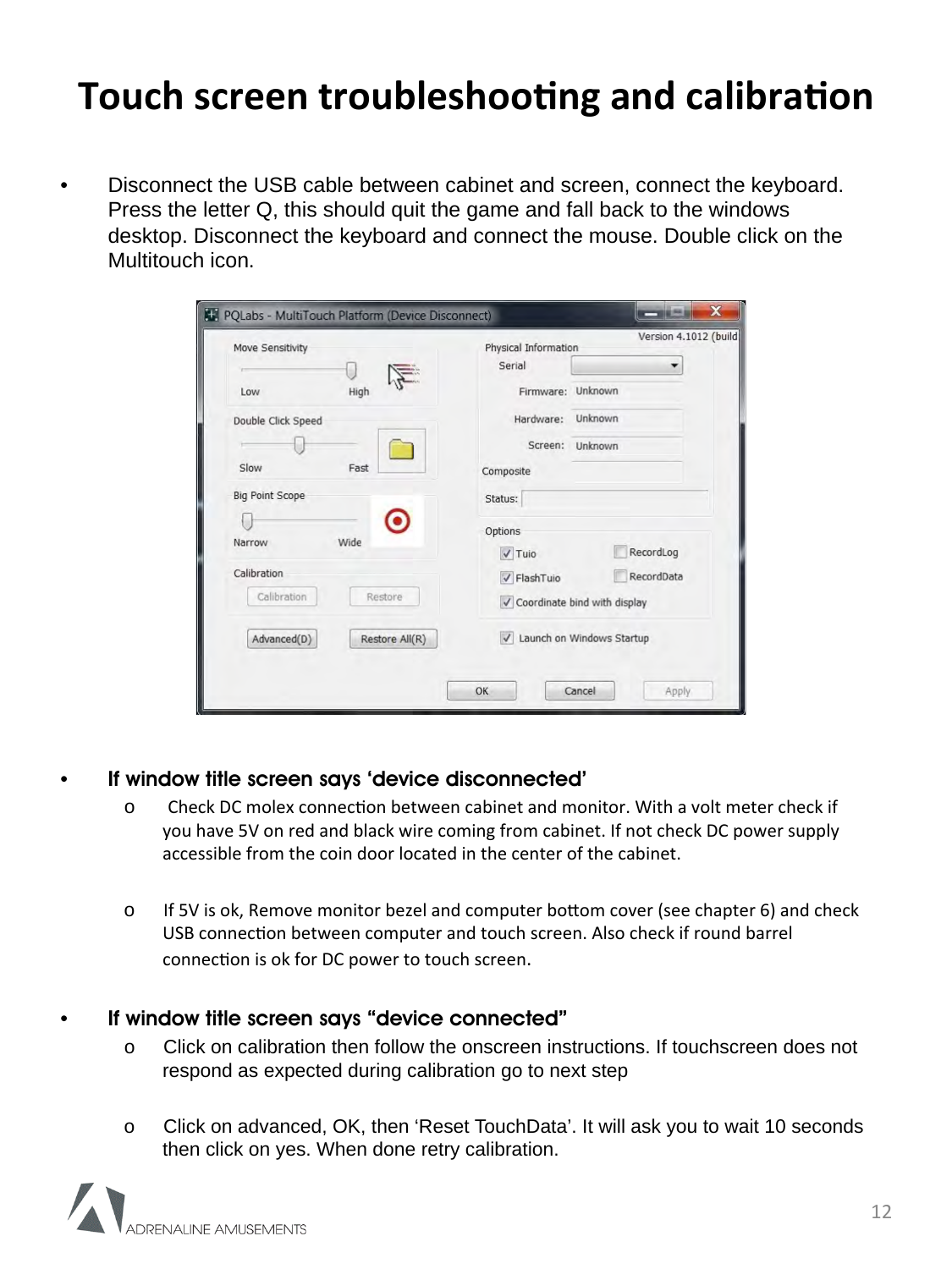# Touch screen troubleshooting and calibration

- Disconnect the USB cable between cabinet and screen, connect the keyboard. Press the letter Q, this should quit the game and fall back to the windows desktop. Disconnect the keyboard and connect the mouse. Double click on the Multitouch icon.

- **If window title screen says 'device disconnected'**
  - Check DC molex connection between cabinet and monitor. With a volt meter check if you have 5V on red and black wire coming from cabinet. If not check DC power supply accessible from the coin door located in the center of the cabinet.
  - If 5V is ok, Remove monitor bezel and computer bottom cover (see chapter 6) and check USB connection between computer and touch screen. Also check if round barrel connection is ok for DC power to touch screen.

- **If window title screen says "device connected"**
  - Click on calibration then follow the onscreen instructions. If touchscreen does not respond as expected during calibration go to next step
  - Click on advanced, OK, then 'Reset TouchData'. It will ask you to wait 10 seconds then click on yes. When done retry calibration.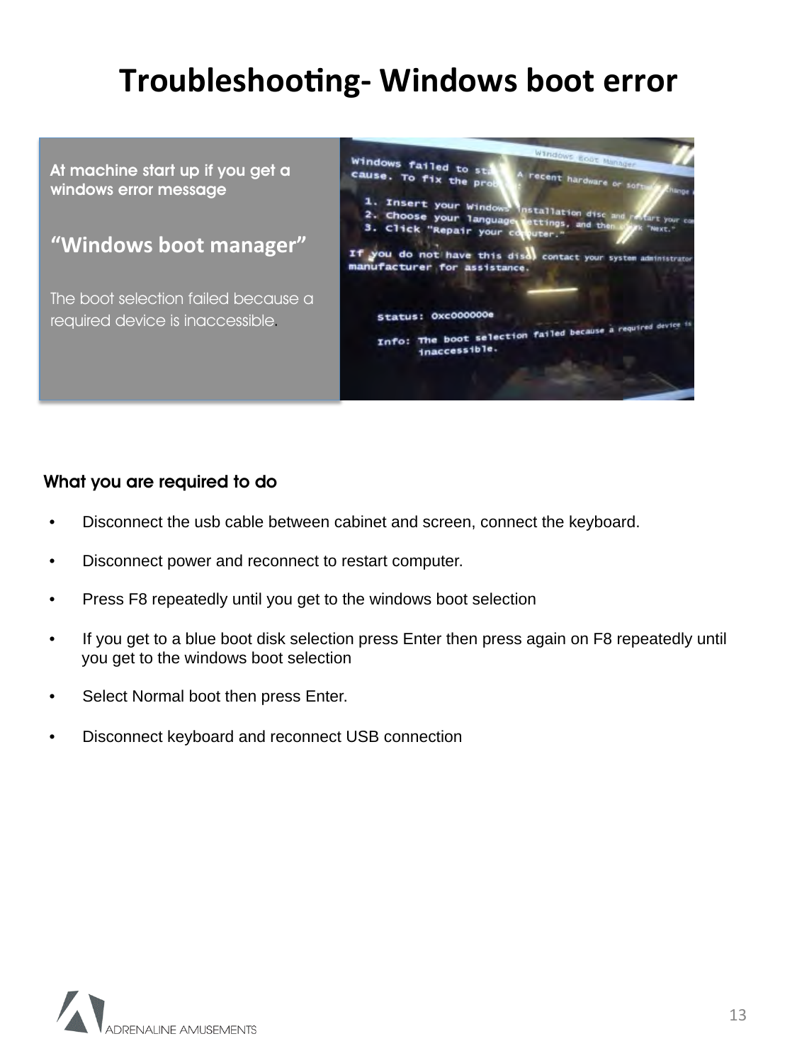# Troubleshooting- Windows boot error

**At machine start up if you get a windows error message**

**"Windows boot manager"**

The boot selection failed because a required device is inaccessible.

```
Windows failed to start. A recent hardware or software change might be the
cause. To fix the problem:

  1. Insert your Windows installation disc and restart your computer.
  2. Choose your language settings, and then click "Next."
  3. Click "Repair your computer."

If you do not have this disc, contact your system administrator or computer
manufacturer for assistance.

     Status: 0xc000000e

     Info: The boot selection failed because a required device is
           inaccessible.
```

**What you are required to do**

- Disconnect the usb cable between cabinet and screen, connect the keyboard.
- Disconnect power and reconnect to restart computer.
- Press F8 repeatedly until you get to the windows boot selection
- If you get to a blue boot disk selection press Enter then press again on F8 repeatedly until you get to the windows boot selection
- Select Normal boot then press Enter.
- Disconnect keyboard and reconnect USB connection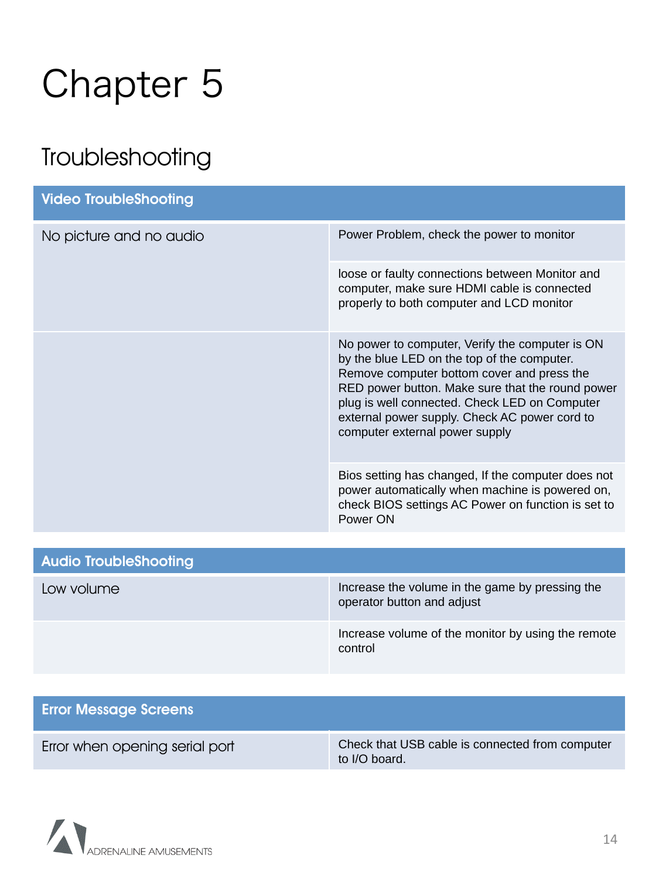# Chapter 5

## Troubleshooting

| Video TroubleShooting | |
|---|---|
| No picture and no audio | Power Problem, check the power to monitor |
| | loose or faulty connections between Monitor and computer, make sure HDMI cable is connected properly to both computer and LCD monitor |
| | No power to computer, Verify the computer is ON by the blue LED on the top of the computer. Remove computer bottom cover and press the RED power button. Make sure that the round power plug is well connected. Check LED on Computer external power supply. Check AC power cord to computer external power supply |
| | Bios setting has changed, If the computer does not power automatically when machine is powered on, check BIOS settings AC Power on function is set to Power ON |

| Audio TroubleShooting | |
|---|---|
| Low volume | Increase the volume in the game by pressing the operator button and adjust |
| | Increase volume of the monitor by using the remote control |

| Error Message Screens | |
|---|---|
| Error when opening serial port | Check that USB cable is connected from computer to I/O board. |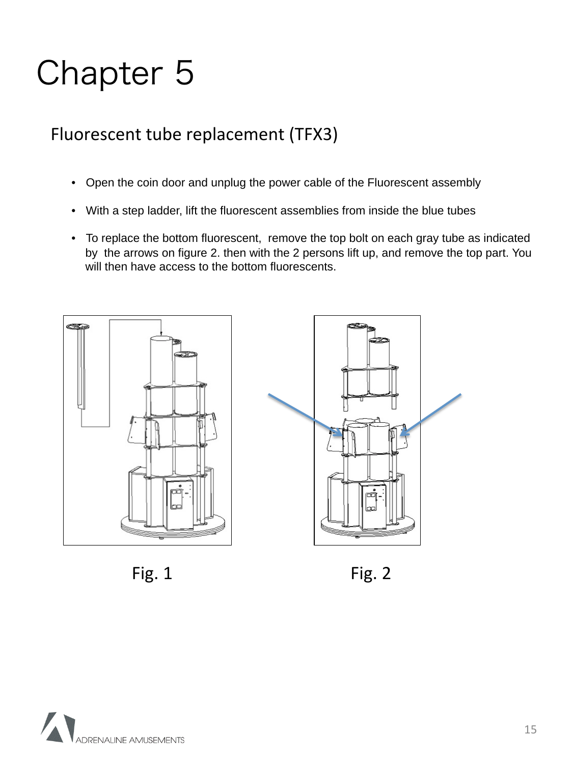# Chapter 5

## Fluorescent tube replacement (TFX3)

- Open the coin door and unplug the power cable of the Fluorescent assembly
- With a step ladder, lift the fluorescent assemblies from inside the blue tubes
- To replace the bottom fluorescent, remove the top bolt on each gray tube as indicated by the arrows on figure 2. then with the 2 persons lift up, and remove the top part. You will then have access to the bottom fluorescents.

Fig. 1

Fig. 2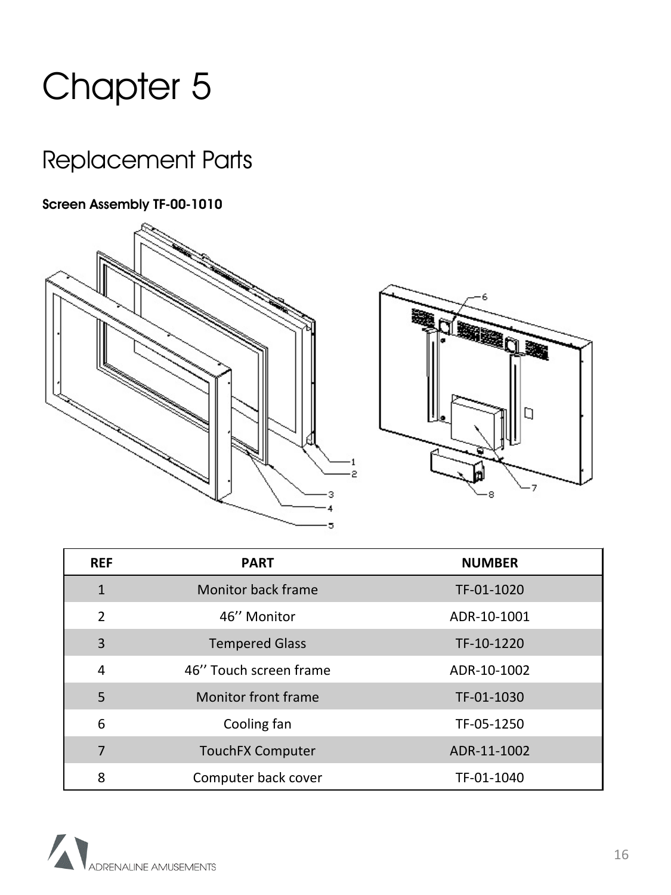# Chapter 5

## Replacement Parts

### Screen Assembly TF-00-1010

| REF | PART | NUMBER |
|---|---|---|
| 1 | Monitor back frame | TF-01-1020 |
| 2 | 46’’ Monitor | ADR-10-1001 |
| 3 | Tempered Glass | TF-10-1220 |
| 4 | 46’’ Touch screen frame | ADR-10-1002 |
| 5 | Monitor front frame | TF-01-1030 |
| 6 | Cooling fan | TF-05-1250 |
| 7 | TouchFX Computer | ADR-11-1002 |
| 8 | Computer back cover | TF-01-1040 |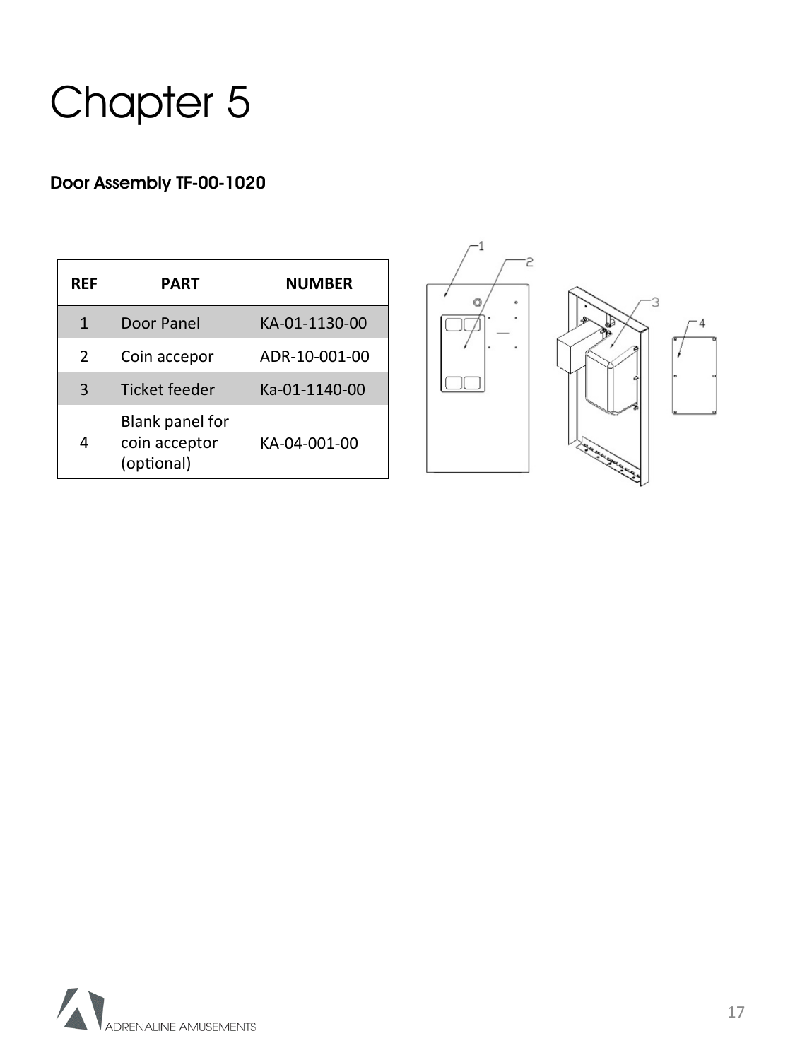# Chapter 5

### Door Assembly TF-00-1020

| REF | PART | NUMBER |
|---|---|---|
| 1 | Door Panel | KA-01-1130-00 |
| 2 | Coin accepor | ADR-10-001-00 |
| 3 | Ticket feeder | Ka-01-1140-00 |
| 4 | Blank panel for coin acceptor (optional) | KA-04-001-00 |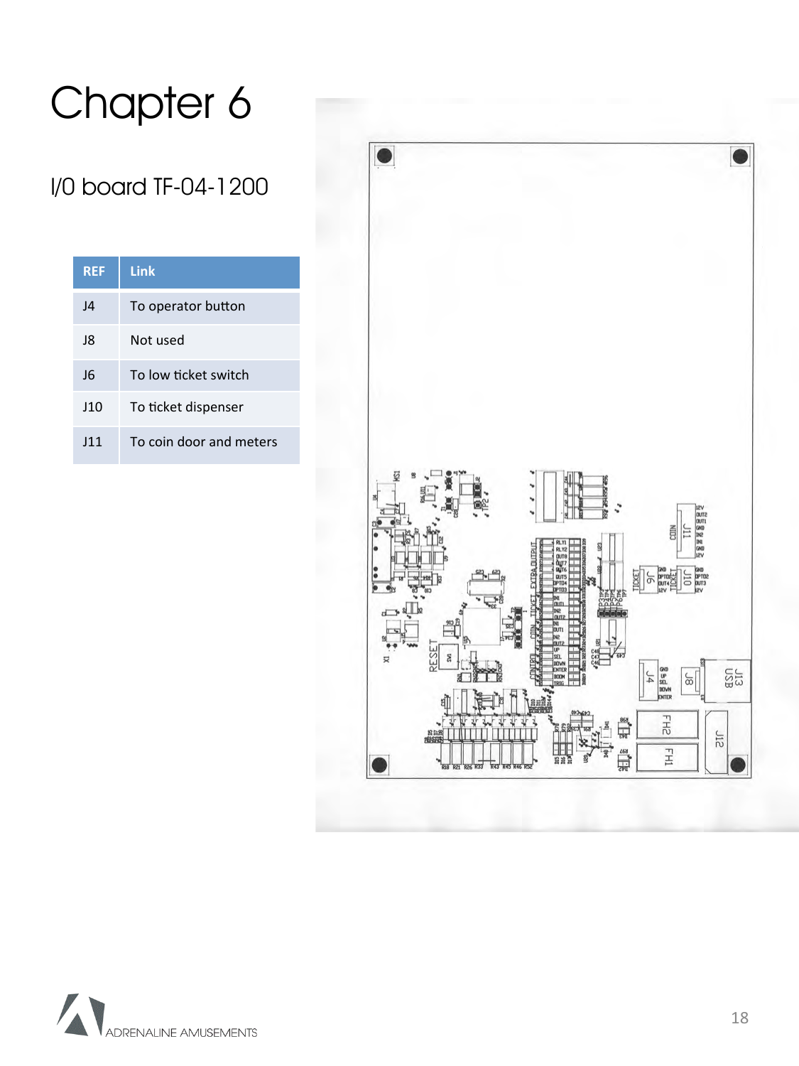# Chapter 6

## I/0 board TF-04-1200

| REF | Link |
| --- | --- |
| J4 | To operator button |
| J8 | Not used |
| J6 | To low ticket switch |
| J10 | To ticket dispenser |
| J11 | To coin door and meters |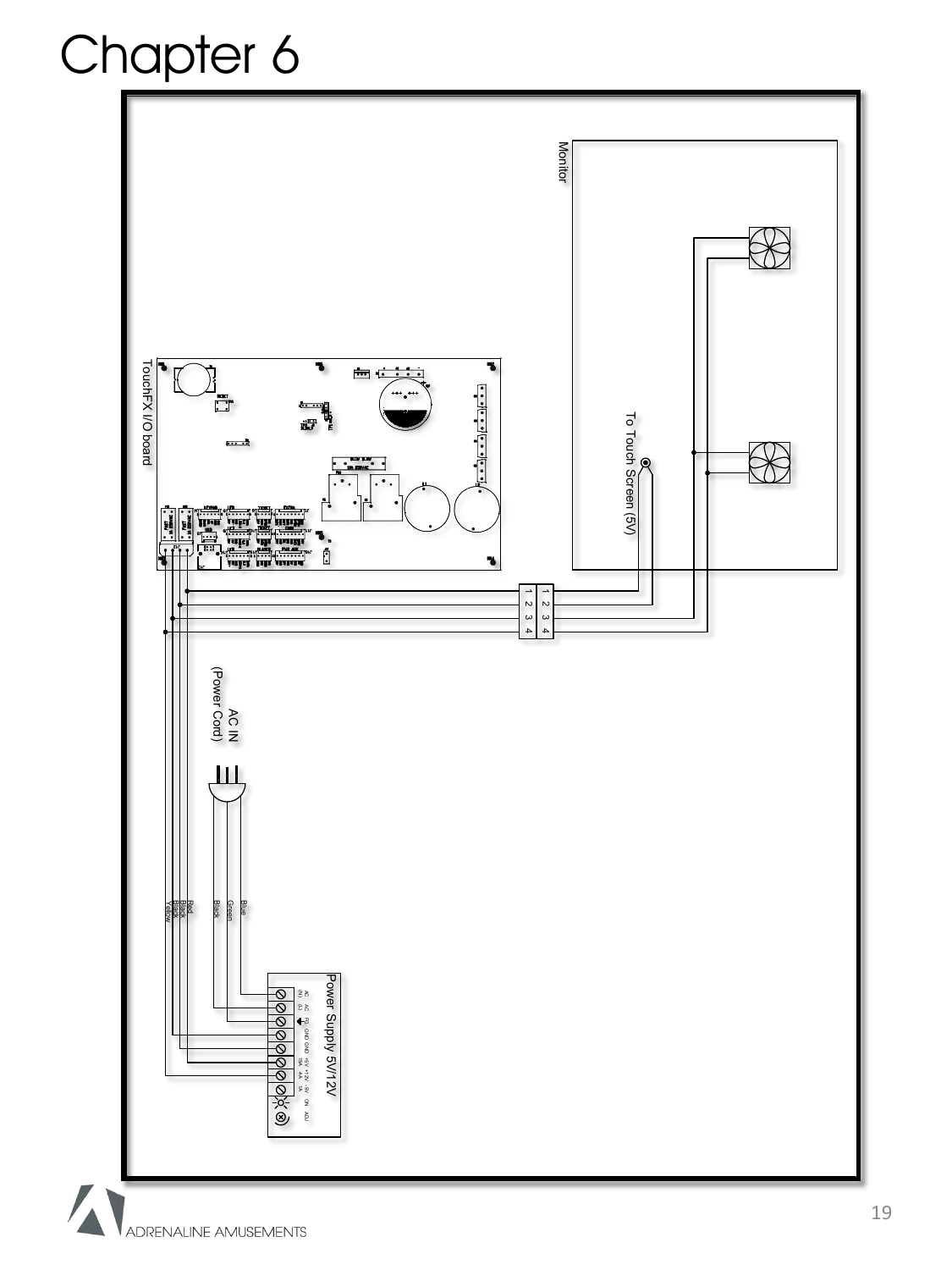# Chapter 6

Monitor

TouchFX I/O board

To Touch Screen (5V)

AC IN
(Power Cord)

Blue
Green
Black

Red
Black
Black
Yellow

Power Supply 5V/12V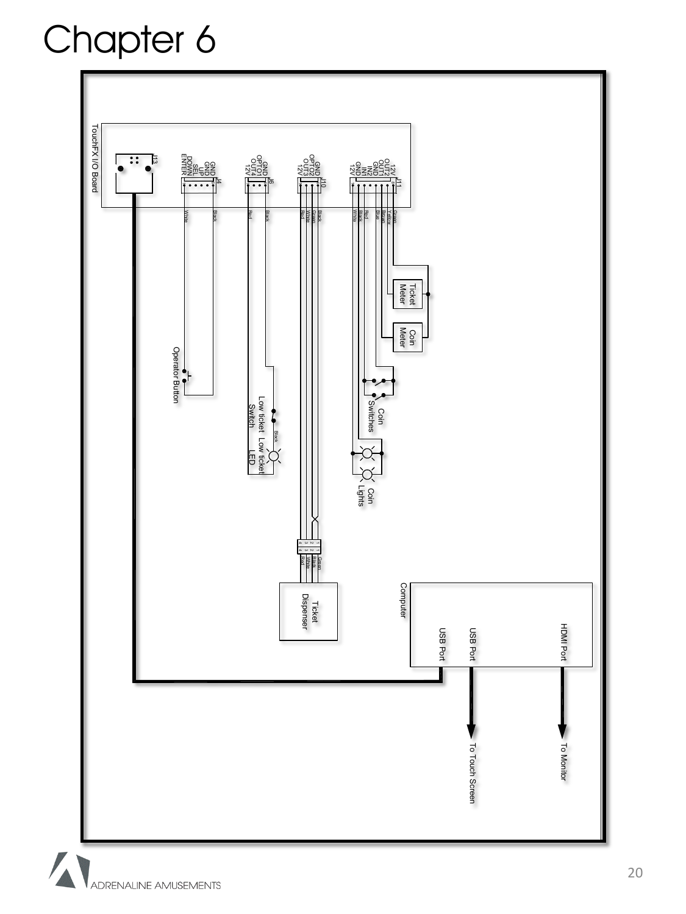# Chapter 6

TouchFX I/O Board

J13

J4
GND
GND
UP
SEL
DOWN
ENTER

J6
GND
OPTO1
OUT4
12V

J10
GND
OPTO2
OUT3
12V

J11
12V
OUT2
OUT1
GND
IN2
IN1
GND
12V

White
Black
Red
Black
Black
Green
White
Red
White
Black
Red
Blue
Brown
Yellow
Green

Ticket Meter

Coin Meter

Operator Button

Coin Switches

Low ticket Switch

Low ticket LED

Coin Lights

Ticket Dispenser

Computer

HDMI Port

USB Port

USB Port

To Touch Screen

To Monitor